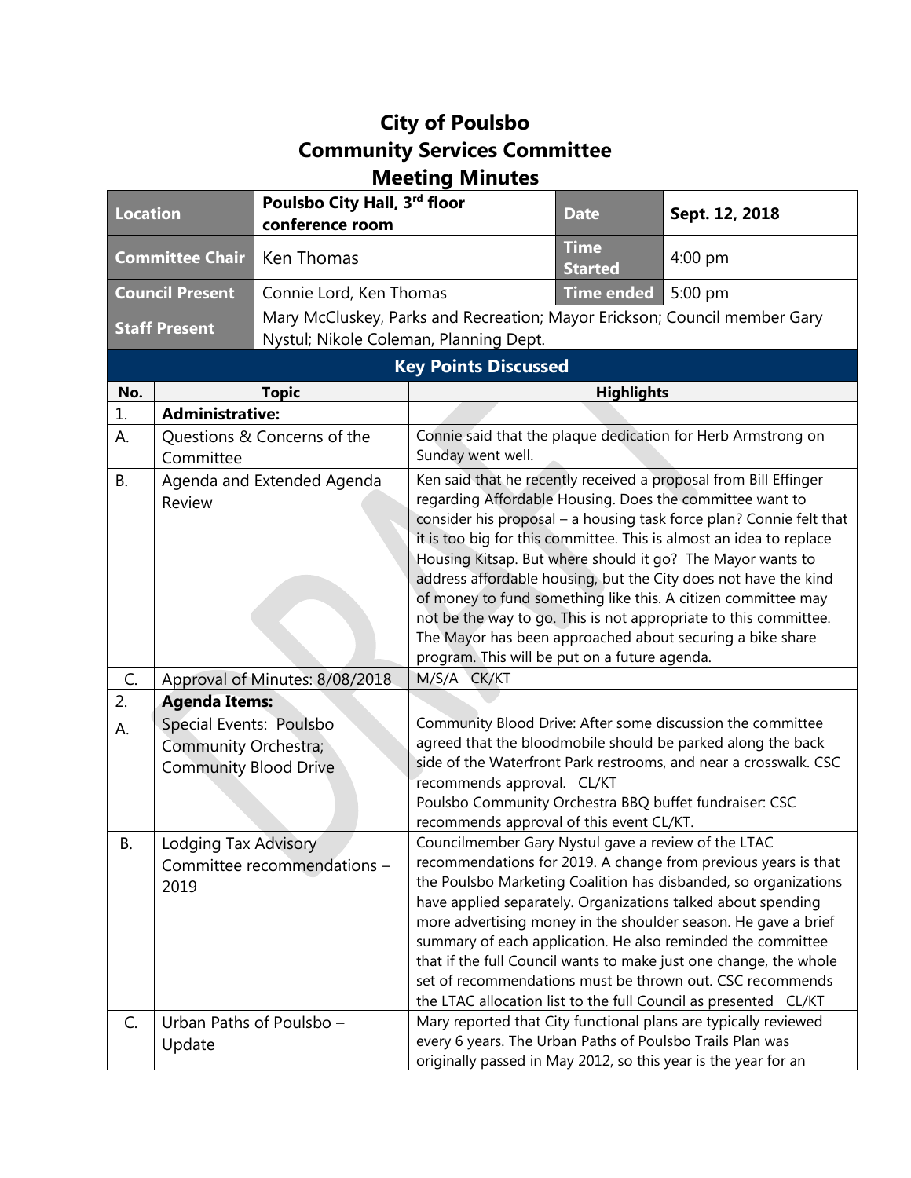# City of Poulsbo
# Community Services Committee
# Meeting Minutes

| Location | Poulsbo City Hall, 3rd floor conference room | Date | Sept. 12, 2018 |
|---|---|---|---|
| Committee Chair | Ken Thomas | Time Started | 4:00 pm |
| Council Present | Connie Lord, Ken Thomas | Time ended | 5:00 pm |
| Staff Present | Mary McCluskey, Parks and Recreation; Mayor Erickson; Council member Gary Nystul; Nikole Coleman, Planning Dept. | | |

## Key Points Discussed

| No. | Topic | Highlights |
|---|---|---|
| 1. | **Administrative:** | |
| A. | Questions & Concerns of the Committee | Connie said that the plaque dedication for Herb Armstrong on Sunday went well. |
| B. | Agenda and Extended Agenda Review | Ken said that he recently received a proposal from Bill Effinger regarding Affordable Housing. Does the committee want to consider his proposal – a housing task force plan? Connie felt that it is too big for this committee. This is almost an idea to replace Housing Kitsap. But where should it go? The Mayor wants to address affordable housing, but the City does not have the kind of money to fund something like this. A citizen committee may not be the way to go. This is not appropriate to this committee. The Mayor has been approached about securing a bike share program. This will be put on a future agenda. |
| C. | Approval of Minutes: 8/08/2018 | M/S/A CK/KT |
| 2. | **Agenda Items:** | |
| A. | Special Events: Poulsbo Community Orchestra; Community Blood Drive | Community Blood Drive: After some discussion the committee agreed that the bloodmobile should be parked along the back side of the Waterfront Park restrooms, and near a crosswalk. CSC recommends approval. CL/KT<br>Poulsbo Community Orchestra BBQ buffet fundraiser: CSC recommends approval of this event CL/KT. |
| B. | Lodging Tax Advisory Committee recommendations – 2019 | Councilmember Gary Nystul gave a review of the LTAC recommendations for 2019. A change from previous years is that the Poulsbo Marketing Coalition has disbanded, so organizations have applied separately. Organizations talked about spending more advertising money in the shoulder season. He gave a brief summary of each application. He also reminded the committee that if the full Council wants to make just one change, the whole set of recommendations must be thrown out. CSC recommends the LTAC allocation list to the full Council as presented CL/KT |
| C. | Urban Paths of Poulsbo – Update | Mary reported that City functional plans are typically reviewed every 6 years. The Urban Paths of Poulsbo Trails Plan was originally passed in May 2012, so this year is the year for an |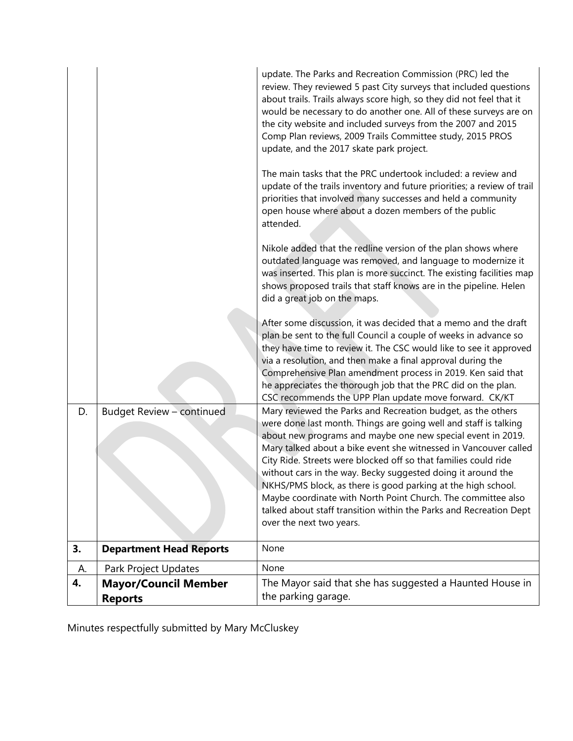| | | |
|---|---|---|
| | | update. The Parks and Recreation Commission (PRC) led the review. They reviewed 5 past City surveys that included questions about trails. Trails always score high, so they did not feel that it would be necessary to do another one. All of these surveys are on the city website and included surveys from the 2007 and 2015 Comp Plan reviews, 2009 Trails Committee study, 2015 PROS update, and the 2017 skate park project.<br><br>The main tasks that the PRC undertook included: a review and update of the trails inventory and future priorities; a review of trail priorities that involved many successes and held a community open house where about a dozen members of the public attended.<br><br>Nikole added that the redline version of the plan shows where outdated language was removed, and language to modernize it was inserted. This plan is more succinct. The existing facilities map shows proposed trails that staff knows are in the pipeline. Helen did a great job on the maps.<br><br>After some discussion, it was decided that a memo and the draft plan be sent to the full Council a couple of weeks in advance so they have time to review it. The CSC would like to see it approved via a resolution, and then make a final approval during the Comprehensive Plan amendment process in 2019. Ken said that he appreciates the thorough job that the PRC did on the plan. CSC recommends the UPP Plan update move forward. CK/KT |
| D. | Budget Review – continued | Mary reviewed the Parks and Recreation budget, as the others were done last month. Things are going well and staff is talking about new programs and maybe one new special event in 2019. Mary talked about a bike event she witnessed in Vancouver called City Ride. Streets were blocked off so that families could ride without cars in the way. Becky suggested doing it around the NKHS/PMS block, as there is good parking at the high school. Maybe coordinate with North Point Church. The committee also talked about staff transition within the Parks and Recreation Dept over the next two years. |
| **3.** | **Department Head Reports** | None |
| A. | Park Project Updates | None |
| **4.** | **Mayor/Council Member Reports** | The Mayor said that she has suggested a Haunted House in the parking garage. |

Minutes respectfully submitted by Mary McCluskey